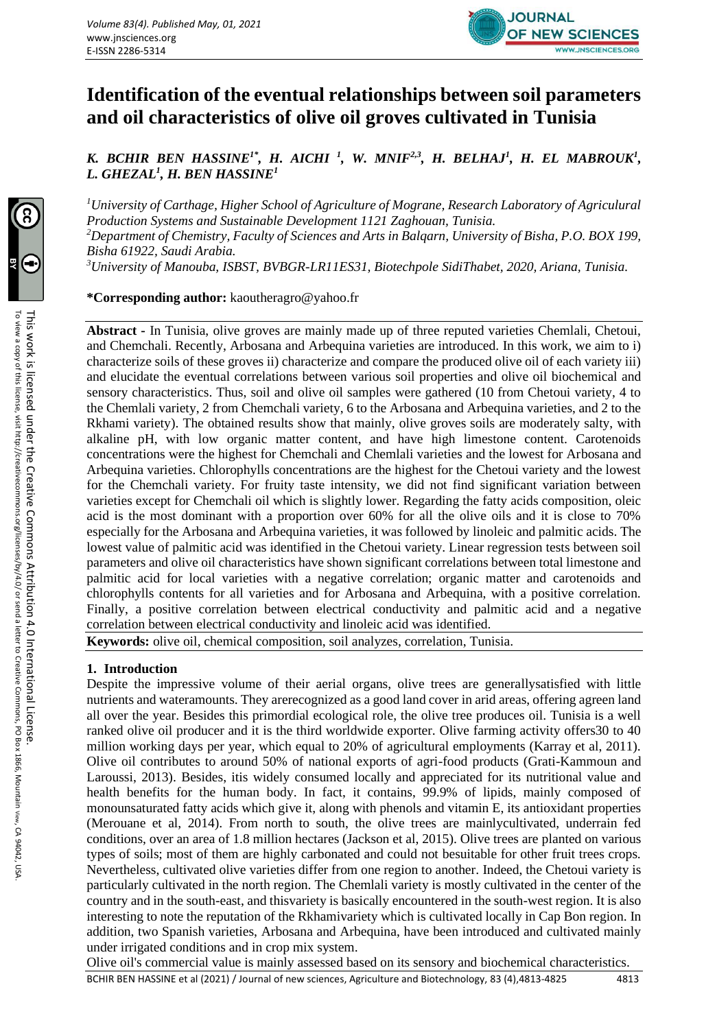# Identification of the eventual relationships between soil parameters and oil characteristics of olive oil groves cultivated in Tunisia

***K. BCHIR BEN HASSINE[1*], H. AICHI [1], W. MNIF[2,3], H. BELHAJ[1], H. EL MABROUK[1], L. GHEZAL[1], H. BEN HASSINE[1]***

*[1]University of Carthage, Higher School of Agriculture of Mograne, Research Laboratory of Agricultural Production Systems and Sustainable Development 1121 Zaghouan, Tunisia.*
*[2]Department of Chemistry, Faculty of Sciences and Arts in Balqarn, University of Bisha, P.O. BOX 199, Bisha 61922, Saudi Arabia.*
*[3]University of Manouba, ISBST, BVBGR-LR11ES31, Biotechpole SidiThabet, 2020, Ariana, Tunisia.*

**\*Corresponding author:** kaoutheragro@yahoo.fr

**Abstract -** In Tunisia, olive groves are mainly made up of three reputed varieties Chemlali, Chetoui, and Chemchali. Recently, Arbosana and Arbequina varieties are introduced. In this work, we aim to i) characterize soils of these groves ii) characterize and compare the produced olive oil of each variety iii) and elucidate the eventual correlations between various soil properties and olive oil biochemical and sensory characteristics. Thus, soil and olive oil samples were gathered (10 from Chetoui variety, 4 to the Chemlali variety, 2 from Chemchali variety, 6 to the Arbosana and Arbequina varieties, and 2 to the Rkhami variety). The obtained results show that mainly, olive groves soils are moderately salty, with alkaline pH, with low organic matter content, and have high limestone content. Carotenoids concentrations were the highest for Chemchali and Chemlali varieties and the lowest for Arbosana and Arbequina varieties. Chlorophylls concentrations are the highest for the Chetoui variety and the lowest for the Chemchali variety. For fruity taste intensity, we did not find significant variation between varieties except for Chemchali oil which is slightly lower. Regarding the fatty acids composition, oleic acid is the most dominant with a proportion over 60% for all the olive oils and it is close to 70% especially for the Arbosana and Arbequina varieties, it was followed by linoleic and palmitic acids. The lowest value of palmitic acid was identified in the Chetoui variety. Linear regression tests between soil parameters and olive oil characteristics have shown significant correlations between total limestone and palmitic acid for local varieties with a negative correlation; organic matter and carotenoids and chlorophylls contents for all varieties and for Arbosana and Arbequina, with a positive correlation. Finally, a positive correlation between electrical conductivity and palmitic acid and a negative correlation between electrical conductivity and linoleic acid was identified.

**Keywords:** olive oil, chemical composition, soil analyzes, correlation, Tunisia.

## 1. Introduction

Despite the impressive volume of their aerial organs, olive trees are generallysatisfied with little nutrients and wateramounts. They arerecognized as a good land cover in arid areas, offering agreen land all over the year. Besides this primordial ecological role, the olive tree produces oil. Tunisia is a well ranked olive oil producer and it is the third worldwide exporter. Olive farming activity offers30 to 40 million working days per year, which equal to 20% of agricultural employments (Karray et al, 2011). Olive oil contributes to around 50% of national exports of agri-food products (Grati-Kammoun and Laroussi, 2013). Besides, itis widely consumed locally and appreciated for its nutritional value and health benefits for the human body. In fact, it contains, 99.9% of lipids, mainly composed of monounsaturated fatty acids which give it, along with phenols and vitamin E, its antioxidant properties (Merouane et al, 2014). From north to south, the olive trees are mainlycultivated, underrain fed conditions, over an area of 1.8 million hectares (Jackson et al, 2015). Olive trees are planted on various types of soils; most of them are highly carbonated and could not besuitable for other fruit trees crops. Nevertheless, cultivated olive varieties differ from one region to another. Indeed, the Chetoui variety is particularly cultivated in the north region. The Chemlali variety is mostly cultivated in the center of the country and in the south-east, and thisvariety is basically encountered in the south-west region. It is also interesting to note the reputation of the Rkhamivariety which is cultivated locally in Cap Bon region. In addition, two Spanish varieties, Arbosana and Arbequina, have been introduced and cultivated mainly under irrigated conditions and in crop mix system.

Olive oil's commercial value is mainly assessed based on its sensory and biochemical characteristics.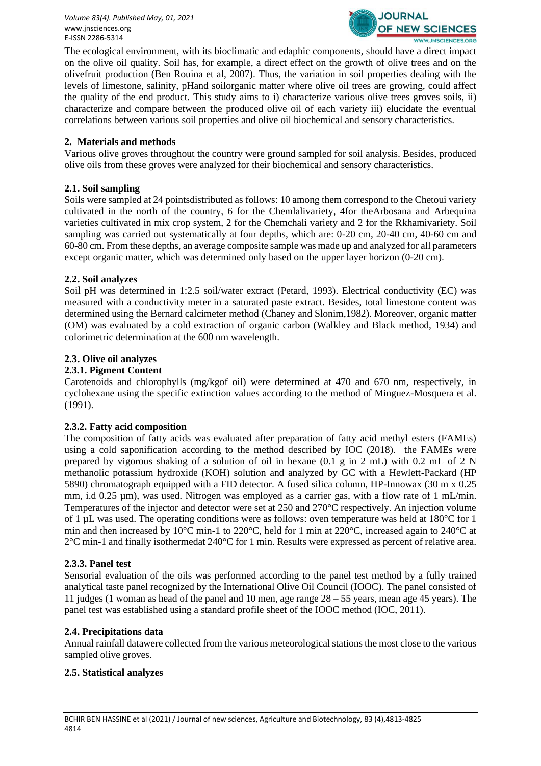The ecological environment, with its bioclimatic and edaphic components, should have a direct impact on the olive oil quality. Soil has, for example, a direct effect on the growth of olive trees and on the olivefruit production (Ben Rouina et al, 2007). Thus, the variation in soil properties dealing with the levels of limestone, salinity, pHand soilorganic matter where olive oil trees are growing, could affect the quality of the end product. This study aims to i) characterize various olive trees groves soils, ii) characterize and compare between the produced olive oil of each variety iii) elucidate the eventual correlations between various soil properties and olive oil biochemical and sensory characteristics.

## 2. Materials and methods

Various olive groves throughout the country were ground sampled for soil analysis. Besides, produced olive oils from these groves were analyzed for their biochemical and sensory characteristics.

### 2.1. Soil sampling

Soils were sampled at 24 pointsdistributed as follows: 10 among them correspond to the Chetoui variety cultivated in the north of the country, 6 for the Chemlalivariety, 4for theArbosana and Arbequina varieties cultivated in mix crop system, 2 for the Chemchali variety and 2 for the Rkhamivariety. Soil sampling was carried out systematically at four depths, which are: 0-20 cm, 20-40 cm, 40-60 cm and 60-80 cm. From these depths, an average composite sample was made up and analyzed for all parameters except organic matter, which was determined only based on the upper layer horizon (0-20 cm).

### 2.2. Soil analyzes

Soil pH was determined in 1:2.5 soil/water extract (Petard, 1993). Electrical conductivity (EC) was measured with a conductivity meter in a saturated paste extract. Besides, total limestone content was determined using the Bernard calcimeter method (Chaney and Slonim,1982). Moreover, organic matter (OM) was evaluated by a cold extraction of organic carbon (Walkley and Black method, 1934) and colorimetric determination at the 600 nm wavelength.

### 2.3. Olive oil analyzes

#### 2.3.1. Pigment Content

Carotenoids and chlorophylls (mg/kgof oil) were determined at 470 and 670 nm, respectively, in cyclohexane using the specific extinction values according to the method of Minguez-Mosquera et al. (1991).

#### 2.3.2. Fatty acid composition

The composition of fatty acids was evaluated after preparation of fatty acid methyl esters (FAMEs) using a cold saponification according to the method described by IOC (2018). the FAMEs were prepared by vigorous shaking of a solution of oil in hexane (0.1 g in 2 mL) with 0.2 mL of 2 N methanolic potassium hydroxide (KOH) solution and analyzed by GC with a Hewlett-Packard (HP 5890) chromatograph equipped with a FID detector. A fused silica column, HP-Innowax (30 m x 0.25 mm, i.d 0.25 µm), was used. Nitrogen was employed as a carrier gas, with a flow rate of 1 mL/min. Temperatures of the injector and detector were set at 250 and 270°C respectively. An injection volume of 1 µL was used. The operating conditions were as follows: oven temperature was held at 180°C for 1 min and then increased by 10°C $min^{-1}$ to 220°C, held for 1 min at 220°C, increased again to 240°C at 2°C $min^{-1}$ and finally isothermedat 240°C for 1 min. Results were expressed as percent of relative area.

#### 2.3.3. Panel test

Sensorial evaluation of the oils was performed according to the panel test method by a fully trained analytical taste panel recognized by the International Olive Oil Council (IOOC). The panel consisted of 11 judges (1 woman as head of the panel and 10 men, age range 28 – 55 years, mean age 45 years). The panel test was established using a standard profile sheet of the IOOC method (IOC, 2011).

### 2.4. Precipitations data

Annual rainfall datawere collected from the various meteorological stations the most close to the various sampled olive groves.

### 2.5. Statistical analyzes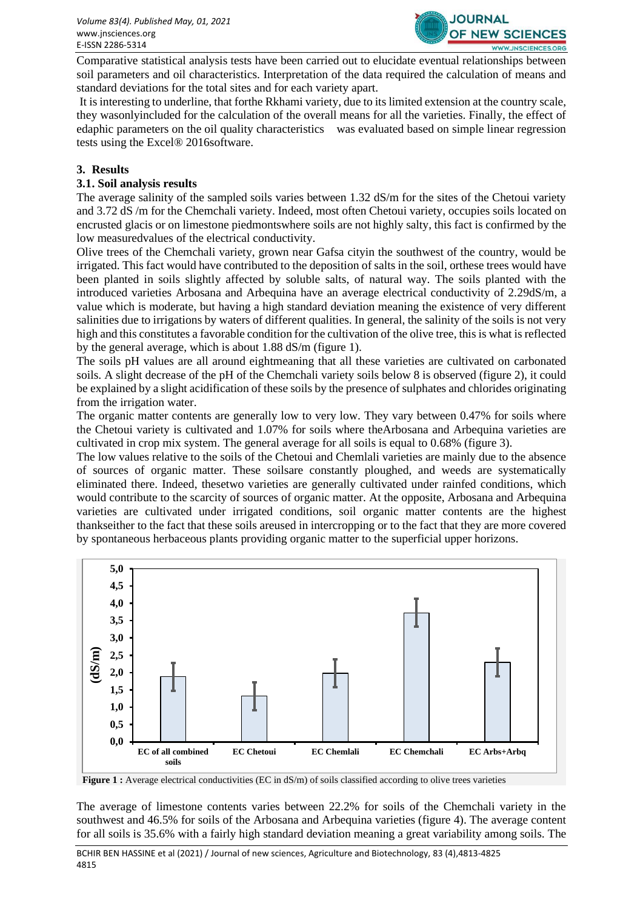Comparative statistical analysis tests have been carried out to elucidate eventual relationships between soil parameters and oil characteristics. Interpretation of the data required the calculation of means and standard deviations for the total sites and for each variety apart.

It is interesting to underline, that forthe Rkhami variety, due to its limited extension at the country scale, they wasonlyincluded for the calculation of the overall means for all the varieties. Finally, the effect of edaphic parameters on the oil quality characteristics was evaluated based on simple linear regression tests using the Excel® 2016software.

## 3. Results

### 3.1. Soil analysis results

The average salinity of the sampled soils varies between 1.32 dS/m for the sites of the Chetoui variety and 3.72 dS /m for the Chemchali variety. Indeed, most often Chetoui variety, occupies soils located on encrusted glacis or on limestone piedmontswhere soils are not highly salty, this fact is confirmed by the low measuredvalues of the electrical conductivity.

Olive trees of the Chemchali variety, grown near Gafsa cityin the southwest of the country, would be irrigated. This fact would have contributed to the deposition of salts in the soil, orthese trees would have been planted in soils slightly affected by soluble salts, of natural way. The soils planted with the introduced varieties Arbosana and Arbequina have an average electrical conductivity of 2.29dS/m, a value which is moderate, but having a high standard deviation meaning the existence of very different salinities due to irrigations by waters of different qualities. In general, the salinity of the soils is not very high and this constitutes a favorable condition for the cultivation of the olive tree, this is what is reflected by the general average, which is about 1.88 dS/m (figure 1).

The soils pH values are all around eightmeaning that all these varieties are cultivated on carbonated soils. A slight decrease of the pH of the Chemchali variety soils below 8 is observed (figure 2), it could be explained by a slight acidification of these soils by the presence of sulphates and chlorides originating from the irrigation water.

The organic matter contents are generally low to very low. They vary between 0.47% for soils where the Chetoui variety is cultivated and 1.07% for soils where theArbosana and Arbequina varieties are cultivated in crop mix system. The general average for all soils is equal to 0.68% (figure 3).

The low values relative to the soils of the Chetoui and Chemlali varieties are mainly due to the absence of sources of organic matter. These soilsare constantly ploughed, and weeds are systematically eliminated there. Indeed, thesetwo varieties are generally cultivated under rainfed conditions, which would contribute to the scarcity of sources of organic matter. At the opposite, Arbosana and Arbequina varieties are cultivated under irrigated conditions, soil organic matter contents are the highest thankseither to the fact that these soils areused in intercropping or to the fact that they are more covered by spontaneous herbaceous plants providing organic matter to the superficial upper horizons.

**Figure 1 :** Average electrical conductivities (EC in dS/m) of soils classified according to olive trees varieties

The average of limestone contents varies between 22.2% for soils of the Chemchali variety in the southwest and 46.5% for soils of the Arbosana and Arbequina varieties (figure 4). The average content for all soils is 35.6% with a fairly high standard deviation meaning a great variability among soils. The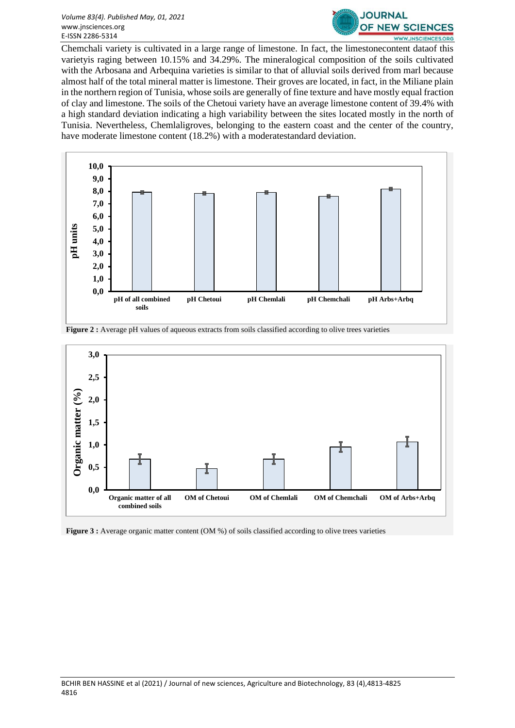Chemchali variety is cultivated in a large range of limestone. In fact, the limestonecontent dataof this varietyis raging between 10.15% and 34.29%. The mineralogical composition of the soils cultivated with the Arbosana and Arbequina varieties is similar to that of alluvial soils derived from marl because almost half of the total mineral matter is limestone. Their groves are located, in fact, in the Miliane plain in the northern region of Tunisia, whose soils are generally of fine texture and have mostly equal fraction of clay and limestone. The soils of the Chetoui variety have an average limestone content of 39.4% with a high standard deviation indicating a high variability between the sites located mostly in the north of Tunisia. Nevertheless, Chemlaligroves, belonging to the eastern coast and the center of the country, have moderate limestone content (18.2%) with a moderatestandard deviation.

**Figure 2 :** Average pH values of aqueous extracts from soils classified according to olive trees varieties

**Figure 3 :** Average organic matter content (OM %) of soils classified according to olive trees varieties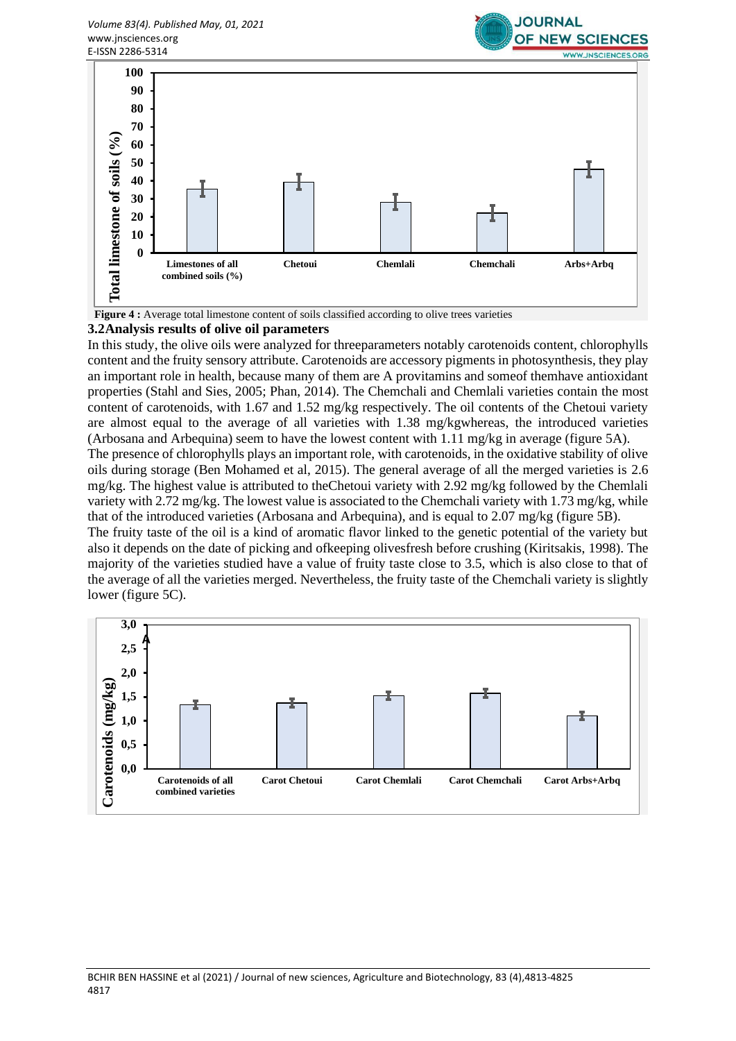**Figure 4 :** Average total limestone content of soils classified according to olive trees varieties

### 3.2 Analysis results of olive oil parameters

In this study, the olive oils were analyzed for threeparameters notably carotenoids content, chlorophylls content and the fruity sensory attribute. Carotenoids are accessory pigments in photosynthesis, they play an important role in health, because many of them are A provitamins and someof themhave antioxidant properties (Stahl and Sies, 2005; Phan, 2014). The Chemchali and Chemlali varieties contain the most content of carotenoids, with 1.67 and 1.52 mg/kg respectively. The oil contents of the Chetoui variety are almost equal to the average of all varieties with 1.38 mg/kgwhereas, the introduced varieties (Arbosana and Arbequina) seem to have the lowest content with 1.11 mg/kg in average (figure 5A).

The presence of chlorophylls plays an important role, with carotenoids, in the oxidative stability of olive oils during storage (Ben Mohamed et al, 2015). The general average of all the merged varieties is 2.6 mg/kg. The highest value is attributed to theChetoui variety with 2.92 mg/kg followed by the Chemlali variety with 2.72 mg/kg. The lowest value is associated to the Chemchali variety with 1.73 mg/kg, while that of the introduced varieties (Arbosana and Arbequina), and is equal to 2.07 mg/kg (figure 5B).

The fruity taste of the oil is a kind of aromatic flavor linked to the genetic potential of the variety but also it depends on the date of picking and ofkeeping olivesfresh before crushing (Kiritsakis, 1998). The majority of the varieties studied have a value of fruity taste close to 3.5, which is also close to that of the average of all the varieties merged. Nevertheless, the fruity taste of the Chemchali variety is slightly lower (figure 5C).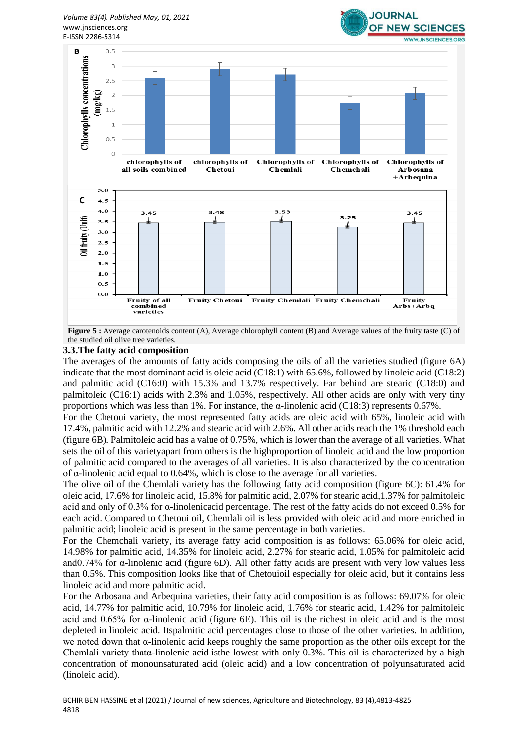Figure 5 : Average carotenoids content (A), Average chlorophyll content (B) and Average values of the fruity taste (C) of the studied oil olive tree varieties.

### 3.3.The fatty acid composition

The averages of the amounts of fatty acids composing the oils of all the varieties studied (figure 6A) indicate that the most dominant acid is oleic acid (C18:1) with 65.6%, followed by linoleic acid (C18:2) and palmitic acid (C16:0) with 15.3% and 13.7% respectively. Far behind are stearic (C18:0) and palmitoleic (C16:1) acids with 2.3% and 1.05%, respectively. All other acids are only with very tiny proportions which was less than 1%. For instance, the α-linolenic acid (C18:3) represents 0.67%.

For the Chetoui variety, the most represented fatty acids are oleic acid with 65%, linoleic acid with 17.4%, palmitic acid with 12.2% and stearic acid with 2.6%. All other acids reach the 1% threshold each (figure 6B). Palmitoleic acid has a value of 0.75%, which is lower than the average of all varieties. What sets the oil of this varietyapart from others is the highproportion of linoleic acid and the low proportion of palmitic acid compared to the averages of all varieties. It is also characterized by the concentration of α-linolenic acid equal to 0.64%, which is close to the average for all varieties.

The olive oil of the Chemlali variety has the following fatty acid composition (figure 6C): 61.4% for oleic acid, 17.6% for linoleic acid, 15.8% for palmitic acid, 2.07% for stearic acid,1.37% for palmitoleic acid and only of 0.3% for α-linolenicacid percentage. The rest of the fatty acids do not exceed 0.5% for each acid. Compared to Chetoui oil, Chemlali oil is less provided with oleic acid and more enriched in palmitic acid; linoleic acid is present in the same percentage in both varieties.

For the Chemchali variety, its average fatty acid composition is as follows: 65.06% for oleic acid, 14.98% for palmitic acid, 14.35% for linoleic acid, 2.27% for stearic acid, 1.05% for palmitoleic acid and0.74% for α-linolenic acid (figure 6D). All other fatty acids are present with very low values less than 0.5%. This composition looks like that of Chetouioil especially for oleic acid, but it contains less linoleic acid and more palmitic acid.

For the Arbosana and Arbequina varieties, their fatty acid composition is as follows: 69.07% for oleic acid, 14.77% for palmitic acid, 10.79% for linoleic acid, 1.76% for stearic acid, 1.42% for palmitoleic acid and 0.65% for α-linolenic acid (figure 6E). This oil is the richest in oleic acid and is the most depleted in linoleic acid. Itspalmitic acid percentages close to those of the other varieties. In addition, we noted down that α-linolenic acid keeps roughly the same proportion as the other oils except for the Chemlali variety thatα-linolenic acid isthe lowest with only 0.3%. This oil is characterized by a high concentration of monounsaturated acid (oleic acid) and a low concentration of polyunsaturated acid (linoleic acid).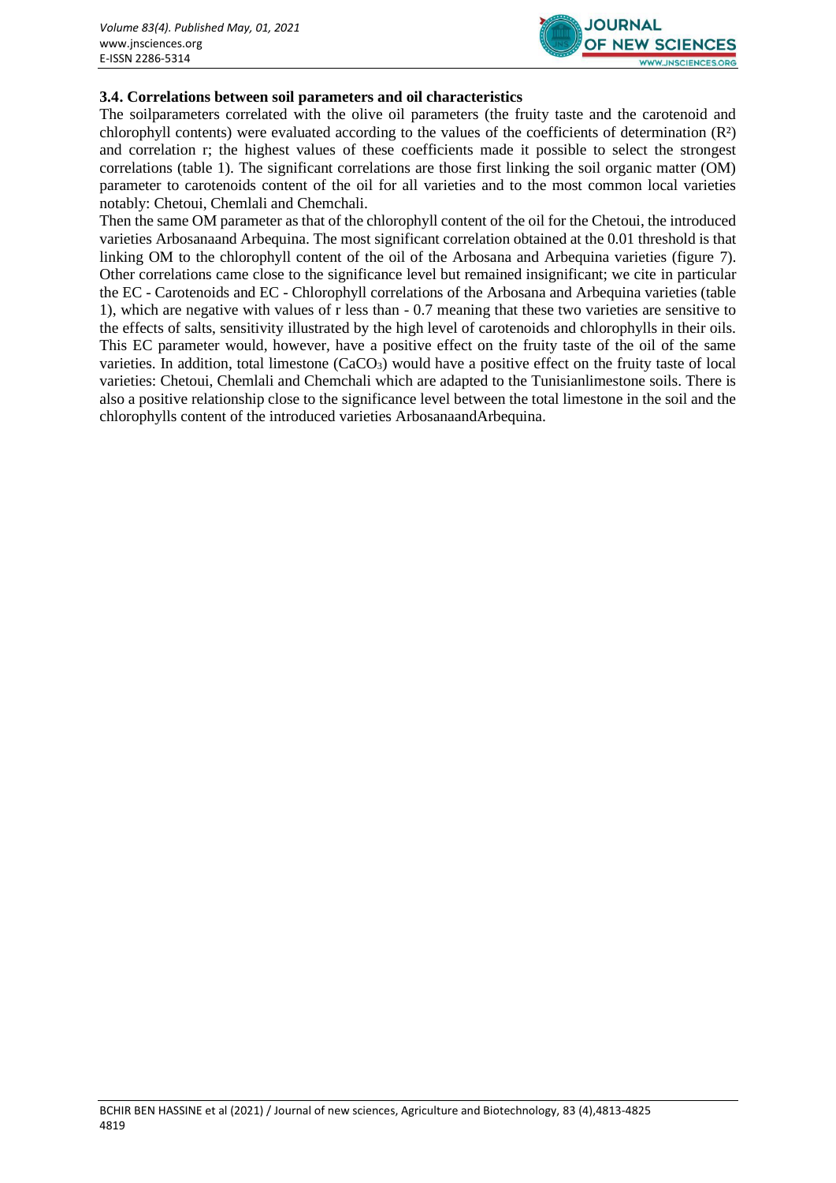### 3.4. Correlations between soil parameters and oil characteristics

The soilparameters correlated with the olive oil parameters (the fruity taste and the carotenoid and chlorophyll contents) were evaluated according to the values of the coefficients of determination ($R^2$) and correlation r; the highest values of these coefficients made it possible to select the strongest correlations (table 1). The significant correlations are those first linking the soil organic matter (OM) parameter to carotenoids content of the oil for all varieties and to the most common local varieties notably: Chetoui, Chemlali and Chemchali.

Then the same OM parameter as that of the chlorophyll content of the oil for the Chetoui, the introduced varieties Arbosanaand Arbequina. The most significant correlation obtained at the 0.01 threshold is that linking OM to the chlorophyll content of the oil of the Arbosana and Arbequina varieties (figure 7). Other correlations came close to the significance level but remained insignificant; we cite in particular the EC - Carotenoids and EC - Chlorophyll correlations of the Arbosana and Arbequina varieties (table 1), which are negative with values of r less than - 0.7 meaning that these two varieties are sensitive to the effects of salts, sensitivity illustrated by the high level of carotenoids and chlorophylls in their oils. This EC parameter would, however, have a positive effect on the fruity taste of the oil of the same varieties. In addition, total limestone ($CaCO_3$) would have a positive effect on the fruity taste of local varieties: Chetoui, Chemlali and Chemchali which are adapted to the Tunisianlimestone soils. There is also a positive relationship close to the significance level between the total limestone in the soil and the chlorophylls content of the introduced varieties ArbosanaandArbequina.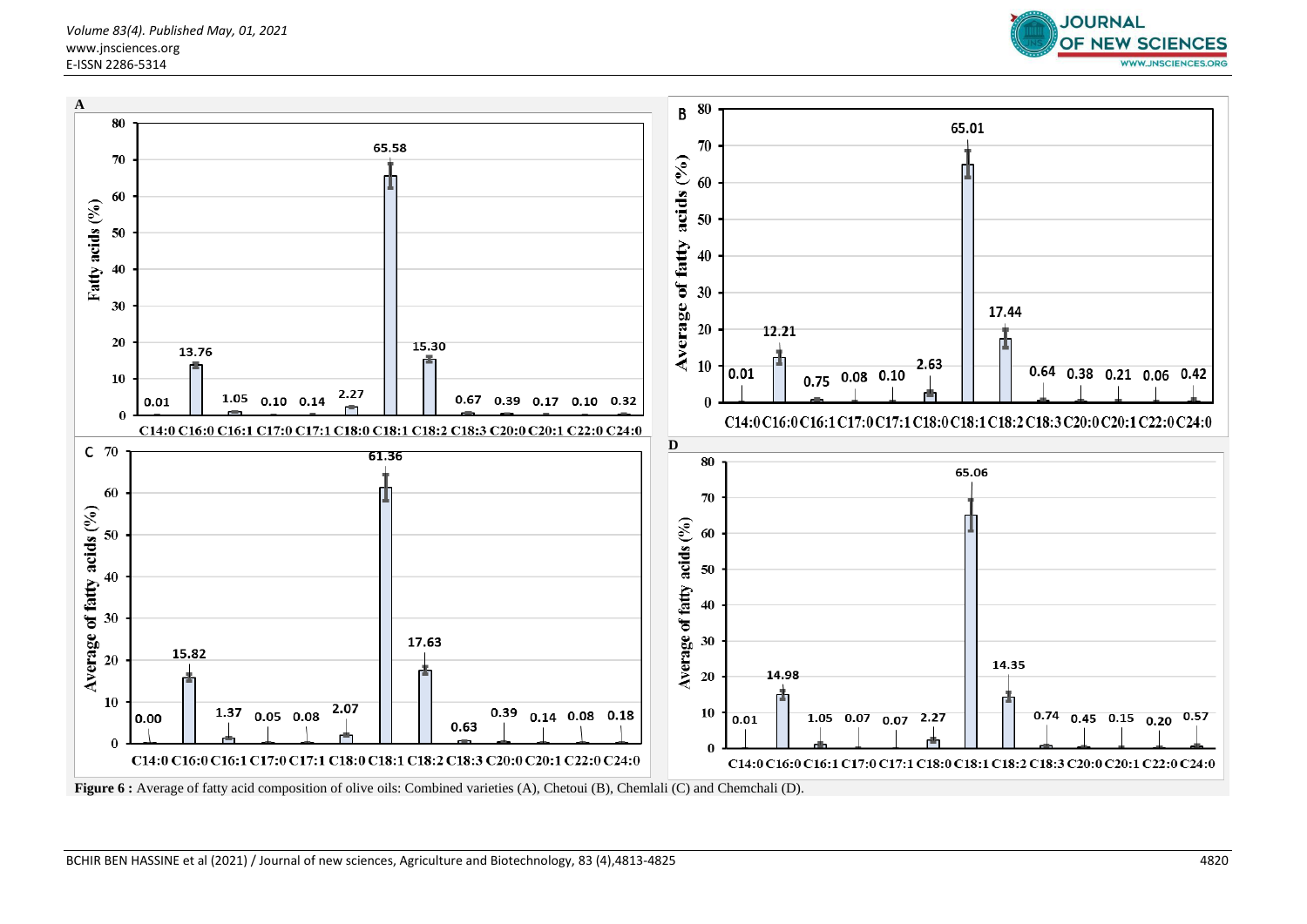**Figure 6 :** Average of fatty acid composition of olive oils: Combined varieties (A), Chetoui (B), Chemlali (C) and Chemchali (D).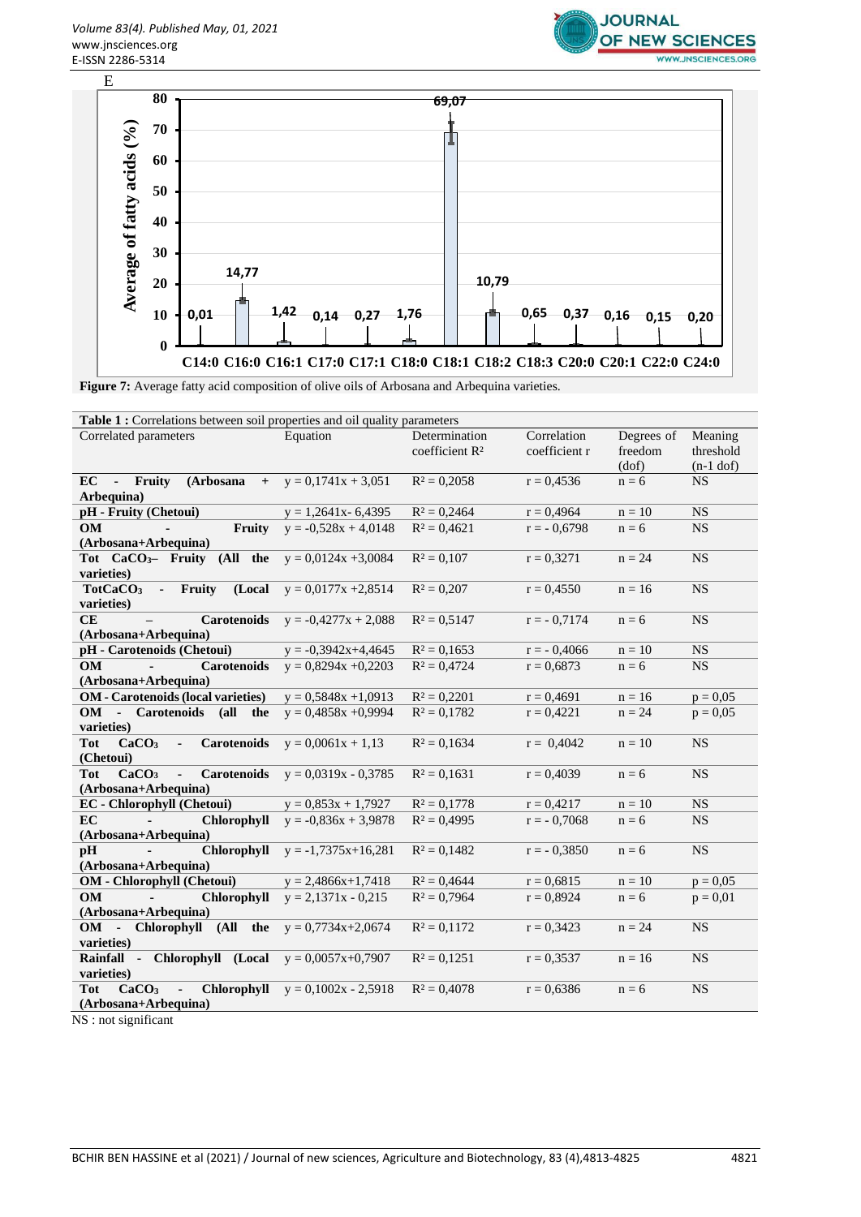E

Figure 7: Average fatty acid composition of olive oils of Arbosana and Arbequina varieties.

**Table 1 :** Correlations between soil properties and oil quality parameters

| Correlated parameters | Equation | Determination coefficient $R^2$ | Correlation coefficient r | Degrees of freedom (dof) | Meaning threshold (n-1 dof) |
|---|---|---|---|---|---|
| **EC - Fruity (Arbosana + Arbequina)** | y = 0,1741x + 3,051 | $R^2$ = 0,2058 | r = 0,4536 | n = 6 | NS |
| **pH - Fruity (Chetoui)** | y = 1,2641x- 6,4395 | $R^2$ = 0,2464 | r = 0,4964 | n = 10 | NS |
| **OM - Fruity (Arbosana+Arbequina)** | y = -0,528x + 4,0148 | $R^2$ = 0,4621 | r = - 0,6798 | n = 6 | NS |
| **Tot $CaCO_3$– Fruity (All the varieties)** | y = 0,0124x +3,0084 | $R^2$ = 0,107 | r = 0,3271 | n = 24 | NS |
| **Tot$CaCO_3$ - Fruity (Local varieties)** | y = 0,0177x +2,8514 | $R^2$ = 0,207 | r = 0,4550 | n = 16 | NS |
| **CE – Carotenoids (Arbosana+Arbequina)** | y = -0,4277x + 2,088 | $R^2$ = 0,5147 | r = - 0,7174 | n = 6 | NS |
| **pH - Carotenoids (Chetoui)** | y = -0,3942x+4,4645 | $R^2$ = 0,1653 | r = - 0,4066 | n = 10 | NS |
| **OM - Carotenoids (Arbosana+Arbequina)** | y = 0,8294x +0,2203 | $R^2$ = 0,4724 | r = 0,6873 | n = 6 | NS |
| **OM - Carotenoids (local varieties)** | y = 0,5848x +1,0913 | $R^2$ = 0,2201 | r = 0,4691 | n = 16 | p = 0,05 |
| **OM - Carotenoids (all the varieties)** | y = 0,4858x +0,9994 | $R^2$ = 0,1782 | r = 0,4221 | n = 24 | p = 0,05 |
| **Tot $CaCO_3$ - Carotenoids (Chetoui)** | y = 0,0061x + 1,13 | $R^2$ = 0,1634 | r = 0,4042 | n = 10 | NS |
| **Tot $CaCO_3$ - Carotenoids (Arbosana+Arbequina)** | y = 0,0319x - 0,3785 | $R^2$ = 0,1631 | r = 0,4039 | n = 6 | NS |
| **EC - Chlorophyll (Chetoui)** | y = 0,853x + 1,7927 | $R^2$ = 0,1778 | r = 0,4217 | n = 10 | NS |
| **EC - Chlorophyll (Arbosana+Arbequina)** | y = -0,836x + 3,9878 | $R^2$ = 0,4995 | r = - 0,7068 | n = 6 | NS |
| **pH - Chlorophyll (Arbosana+Arbequina)** | y = -1,7375x+16,281 | $R^2$ = 0,1482 | r = - 0,3850 | n = 6 | NS |
| **OM - Chlorophyll (Chetoui)** | y = 2,4866x+1,7418 | $R^2$ = 0,4644 | r = 0,6815 | n = 10 | p = 0,05 |
| **OM - Chlorophyll (Arbosana+Arbequina)** | y = 2,1371x - 0,215 | $R^2$ = 0,7964 | r = 0,8924 | n = 6 | p = 0,01 |
| **OM - Chlorophyll (All the varieties)** | y = 0,7734x+2,0674 | $R^2$ = 0,1172 | r = 0,3423 | n = 24 | NS |
| **Rainfall - Chlorophyll (Local varieties)** | y = 0,0057x+0,7907 | $R^2$ = 0,1251 | r = 0,3537 | n = 16 | NS |
| **Tot $CaCO_3$ - Chlorophyll (Arbosana+Arbequina)** | y = 0,1002x - 2,5918 | $R^2$ = 0,4078 | r = 0,6386 | n = 6 | NS |

NS : not significant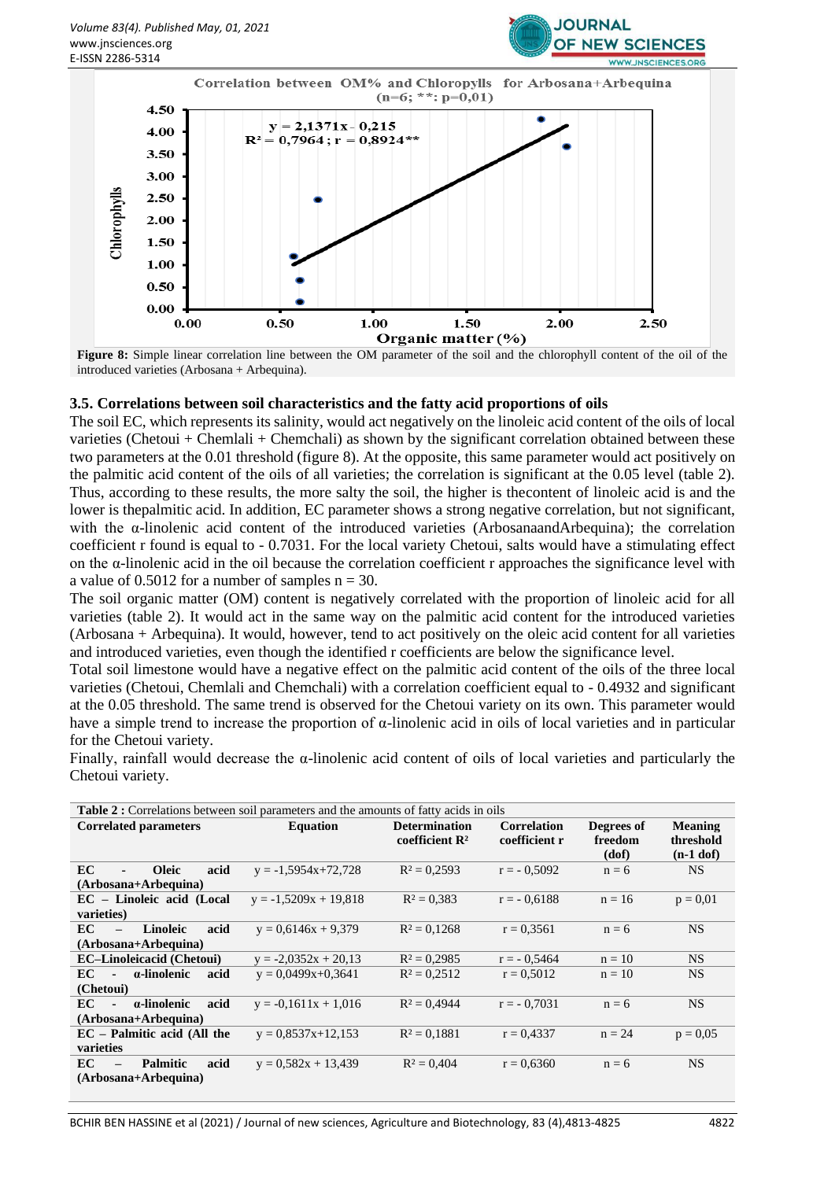Correlation between OM% and Chloropylls for Arbosana+Arbequina
(n=6; **: p=0,01)

$y = 2,1371x - 0,215$
$R^2 = 0,7964$ ; $r = 0,8924^{**}$

**Figure 8:** Simple linear correlation line between the OM parameter of the soil and the chlorophyll content of the oil of the introduced varieties (Arbosana + Arbequina).

### 3.5. Correlations between soil characteristics and the fatty acid proportions of oils

The soil EC, which represents its salinity, would act negatively on the linoleic acid content of the oils of local varieties (Chetoui + Chemlali + Chemchali) as shown by the significant correlation obtained between these two parameters at the 0.01 threshold (figure 8). At the opposite, this same parameter would act positively on the palmitic acid content of the oils of all varieties; the correlation is significant at the 0.05 level (table 2). Thus, according to these results, the more salty the soil, the higher is thecontent of linoleic acid is and the lower is thepalmitic acid. In addition, EC parameter shows a strong negative correlation, but not significant, with the α-linolenic acid content of the introduced varieties (ArbosanaandArbequina); the correlation coefficient r found is equal to - 0.7031. For the local variety Chetoui, salts would have a stimulating effect on the α-linolenic acid in the oil because the correlation coefficient r approaches the significance level with a value of 0.5012 for a number of samples n = 30.

The soil organic matter (OM) content is negatively correlated with the proportion of linoleic acid for all varieties (table 2). It would act in the same way on the palmitic acid content for the introduced varieties (Arbosana + Arbequina). It would, however, tend to act positively on the oleic acid content for all varieties and introduced varieties, even though the identified r coefficients are below the significance level.

Total soil limestone would have a negative effect on the palmitic acid content of the oils of the three local varieties (Chetoui, Chemlali and Chemchali) with a correlation coefficient equal to - 0.4932 and significant at the 0.05 threshold. The same trend is observed for the Chetoui variety on its own. This parameter would have a simple trend to increase the proportion of α-linolenic acid in oils of local varieties and in particular for the Chetoui variety.

Finally, rainfall would decrease the α-linolenic acid content of oils of local varieties and particularly the Chetoui variety.

**Table 2 :** Correlations between soil parameters and the amounts of fatty acids in oils

| Correlated parameters | Equation | Determination coefficient $R^2$ | Correlation coefficient r | Degrees of freedom (dof) | Meaning threshold (n-1 dof) |
|---|---|---|---|---|---|
| **EC - Oleic acid (Arbosana+Arbequina)** | y = -1,5954x+72,728 | $R^2$ = 0,2593 | r = - 0,5092 | n = 6 | NS |
| **EC – Linoleic acid (Local varieties)** | y = -1,5209x + 19,818 | $R^2$ = 0,383 | r = - 0,6188 | n = 16 | p = 0,01 |
| **EC – Linoleic acid (Arbosana+Arbequina)** | y = 0,6146x + 9,379 | $R^2$ = 0,1268 | r = 0,3561 | n = 6 | NS |
| **EC–Linoleicacid (Chetoui)** | y = -2,0352x + 20,13 | $R^2$ = 0,2985 | r = - 0,5464 | n = 10 | NS |
| **EC - α-linolenic acid (Chetoui)** | y = 0,0499x+0,3641 | $R^2$ = 0,2512 | r = 0,5012 | n = 10 | NS |
| **EC - α-linolenic acid (Arbosana+Arbequina)** | y = -0,1611x + 1,016 | $R^2$ = 0,4944 | r = - 0,7031 | n = 6 | NS |
| **EC – Palmitic acid (All the varieties** | y = 0,8537x+12,153 | $R^2$ = 0,1881 | r = 0,4337 | n = 24 | p = 0,05 |
| **EC – Palmitic acid (Arbosana+Arbequina)** | y = 0,582x + 13,439 | $R^2$ = 0,404 | r = 0,6360 | n = 6 | NS |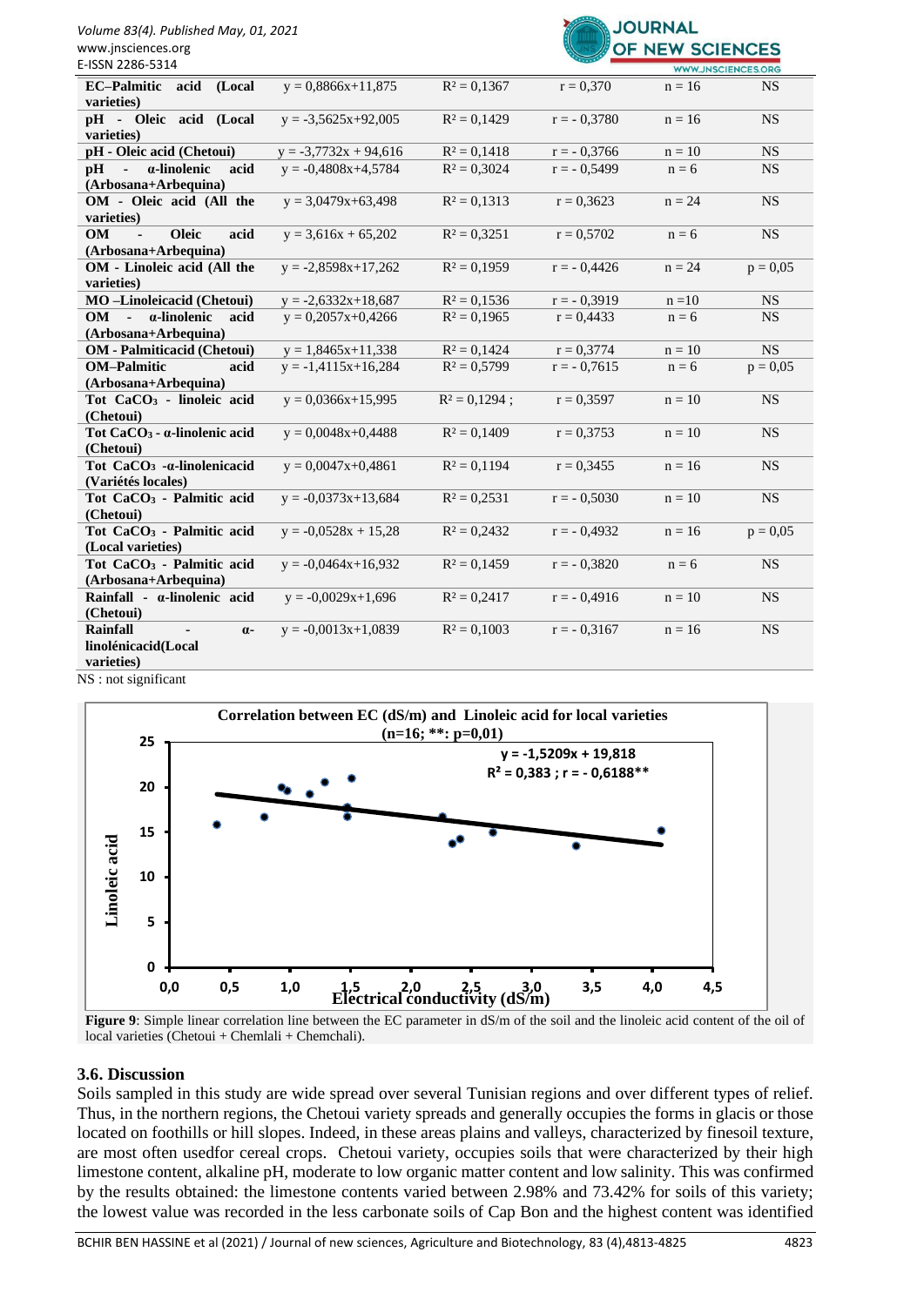| | | | | | |
|---|---|---|---|---|---|
| **EC–Palmitic acid (Local varieties)** | $y = 0{,}8866x+11{,}875$ | $R^2 = 0{,}1367$ | $r = 0{,}370$ | $n = 16$ | NS |
| **pH - Oleic acid (Local varieties)** | $y = -3{,}5625x+92{,}005$ | $R^2 = 0{,}1429$ | $r = -0{,}3780$ | $n = 16$ | NS |
| **pH - Oleic acid (Chetoui)** | $y = -3{,}7732x + 94{,}616$ | $R^2 = 0{,}1418$ | $r = -0{,}3766$ | $n = 10$ | NS |
| **pH - α-linolenic acid (Arbosana+Arbequina)** | $y = -0{,}4808x+4{,}5784$ | $R^2 = 0{,}3024$ | $r = -0{,}5499$ | $n = 6$ | NS |
| **OM - Oleic acid (All the varieties)** | $y = 3{,}0479x+63{,}498$ | $R^2 = 0{,}1313$ | $r = 0{,}3623$ | $n = 24$ | NS |
| **OM - Oleic acid (Arbosana+Arbequina)** | $y = 3{,}616x + 65{,}202$ | $R^2 = 0{,}3251$ | $r = 0{,}5702$ | $n = 6$ | NS |
| **OM - Linoleic acid (All the varieties)** | $y = -2{,}8598x+17{,}262$ | $R^2 = 0{,}1959$ | $r = -0{,}4426$ | $n = 24$ | $p = 0{,}05$ |
| **MO –Linoleicacid (Chetoui)** | $y = -2{,}6332x+18{,}687$ | $R^2 = 0{,}1536$ | $r = -0{,}3919$ | $n = 10$ | NS |
| **OM - α-linolenic acid (Arbosana+Arbequina)** | $y = 0{,}2057x+0{,}4266$ | $R^2 = 0{,}1965$ | $r = 0{,}4433$ | $n = 6$ | NS |
| **OM - Palmiticacid (Chetoui)** | $y = 1{,}8465x+11{,}338$ | $R^2 = 0{,}1424$ | $r = 0{,}3774$ | $n = 10$ | NS |
| **OM–Palmitic acid (Arbosana+Arbequina)** | $y = -1{,}4115x+16{,}284$ | $R^2 = 0{,}5799$ | $r = -0{,}7615$ | $n = 6$ | $p = 0{,}05$ |
| **Tot $CaCO_3$ - linoleic acid (Chetoui)** | $y = 0{,}0366x+15{,}995$ | $R^2 = 0{,}1294$ ; | $r = 0{,}3597$ | $n = 10$ | NS |
| **Tot $CaCO_3$ - α-linolenic acid (Chetoui)** | $y = 0{,}0048x+0{,}4488$ | $R^2 = 0{,}1409$ | $r = 0{,}3753$ | $n = 10$ | NS |
| **Tot $CaCO_3$ -α-linolenicacid (Variétés locales)** | $y = 0{,}0047x+0{,}4861$ | $R^2 = 0{,}1194$ | $r = 0{,}3455$ | $n = 16$ | NS |
| **Tot $CaCO_3$ - Palmitic acid (Chetoui)** | $y = -0{,}0373x+13{,}684$ | $R^2 = 0{,}2531$ | $r = -0{,}5030$ | $n = 10$ | NS |
| **Tot $CaCO_3$ - Palmitic acid (Local varieties)** | $y = -0{,}0528x + 15{,}28$ | $R^2 = 0{,}2432$ | $r = -0{,}4932$ | $n = 16$ | $p = 0{,}05$ |
| **Tot $CaCO_3$ - Palmitic acid (Arbosana+Arbequina)** | $y = -0{,}0464x+16{,}932$ | $R^2 = 0{,}1459$ | $r = -0{,}3820$ | $n = 6$ | NS |
| **Rainfall - α-linolenic acid (Chetoui)** | $y = -0{,}0029x+1{,}696$ | $R^2 = 0{,}2417$ | $r = -0{,}4916$ | $n = 10$ | NS |
| **Rainfall - α-linolénicacid(Local varieties)** | $y = -0{,}0013x+1{,}0839$ | $R^2 = 0{,}1003$ | $r = -0{,}3167$ | $n = 16$ | NS |

NS : not significant

**Figure 9**: Simple linear correlation line between the EC parameter in dS/m of the soil and the linoleic acid content of the oil of local varieties (Chetoui + Chemlali + Chemchali).

### 3.6. Discussion

Soils sampled in this study are wide spread over several Tunisian regions and over different types of relief. Thus, in the northern regions, the Chetoui variety spreads and generally occupies the forms in glacis or those located on foothills or hill slopes. Indeed, in these areas plains and valleys, characterized by finesoil texture, are most often usedfor cereal crops. Chetoui variety, occupies soils that were characterized by their high limestone content, alkaline pH, moderate to low organic matter content and low salinity. This was confirmed by the results obtained: the limestone contents varied between 2.98% and 73.42% for soils of this variety; the lowest value was recorded in the less carbonate soils of Cap Bon and the highest content was identified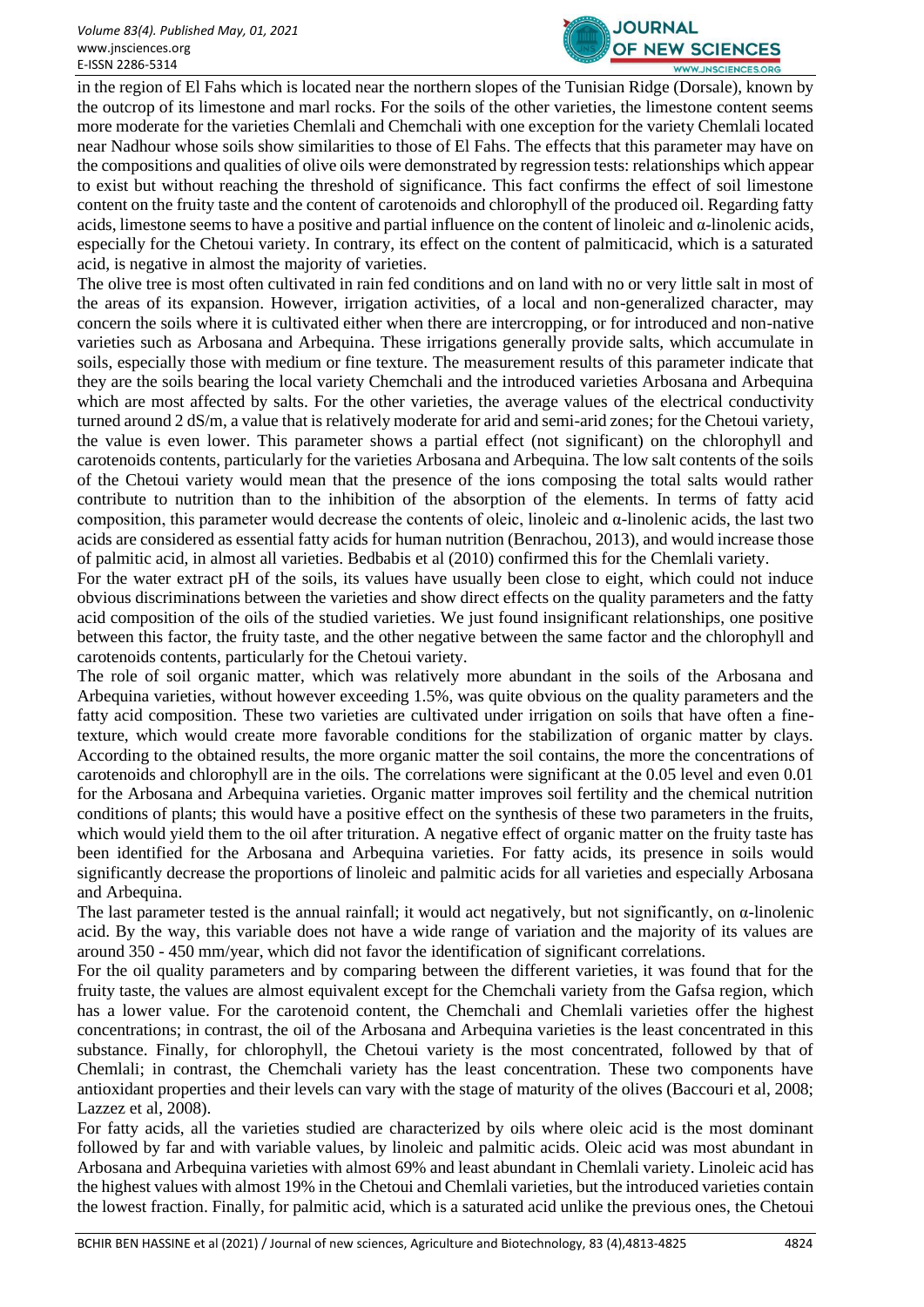in the region of El Fahs which is located near the northern slopes of the Tunisian Ridge (Dorsale), known by the outcrop of its limestone and marl rocks. For the soils of the other varieties, the limestone content seems more moderate for the varieties Chemlali and Chemchali with one exception for the variety Chemlali located near Nadhour whose soils show similarities to those of El Fahs. The effects that this parameter may have on the compositions and qualities of olive oils were demonstrated by regression tests: relationships which appear to exist but without reaching the threshold of significance. This fact confirms the effect of soil limestone content on the fruity taste and the content of carotenoids and chlorophyll of the produced oil. Regarding fatty acids, limestone seems to have a positive and partial influence on the content of linoleic and α-linolenic acids, especially for the Chetoui variety. In contrary, its effect on the content of palmiticacid, which is a saturated acid, is negative in almost the majority of varieties.

The olive tree is most often cultivated in rain fed conditions and on land with no or very little salt in most of the areas of its expansion. However, irrigation activities, of a local and non-generalized character, may concern the soils where it is cultivated either when there are intercropping, or for introduced and non-native varieties such as Arbosana and Arbequina. These irrigations generally provide salts, which accumulate in soils, especially those with medium or fine texture. The measurement results of this parameter indicate that they are the soils bearing the local variety Chemchali and the introduced varieties Arbosana and Arbequina which are most affected by salts. For the other varieties, the average values of the electrical conductivity turned around 2 dS/m, a value that is relatively moderate for arid and semi-arid zones; for the Chetoui variety, the value is even lower. This parameter shows a partial effect (not significant) on the chlorophyll and carotenoids contents, particularly for the varieties Arbosana and Arbequina. The low salt contents of the soils of the Chetoui variety would mean that the presence of the ions composing the total salts would rather contribute to nutrition than to the inhibition of the absorption of the elements. In terms of fatty acid composition, this parameter would decrease the contents of oleic, linoleic and α-linolenic acids, the last two acids are considered as essential fatty acids for human nutrition (Benrachou, 2013), and would increase those of palmitic acid, in almost all varieties. Bedbabis et al (2010) confirmed this for the Chemlali variety.

For the water extract pH of the soils, its values have usually been close to eight, which could not induce obvious discriminations between the varieties and show direct effects on the quality parameters and the fatty acid composition of the oils of the studied varieties. We just found insignificant relationships, one positive between this factor, the fruity taste, and the other negative between the same factor and the chlorophyll and carotenoids contents, particularly for the Chetoui variety.

The role of soil organic matter, which was relatively more abundant in the soils of the Arbosana and Arbequina varieties, without however exceeding 1.5%, was quite obvious on the quality parameters and the fatty acid composition. These two varieties are cultivated under irrigation on soils that have often a fine-texture, which would create more favorable conditions for the stabilization of organic matter by clays. According to the obtained results, the more organic matter the soil contains, the more the concentrations of carotenoids and chlorophyll are in the oils. The correlations were significant at the 0.05 level and even 0.01 for the Arbosana and Arbequina varieties. Organic matter improves soil fertility and the chemical nutrition conditions of plants; this would have a positive effect on the synthesis of these two parameters in the fruits, which would yield them to the oil after trituration. A negative effect of organic matter on the fruity taste has been identified for the Arbosana and Arbequina varieties. For fatty acids, its presence in soils would significantly decrease the proportions of linoleic and palmitic acids for all varieties and especially Arbosana and Arbequina.

The last parameter tested is the annual rainfall; it would act negatively, but not significantly, on α-linolenic acid. By the way, this variable does not have a wide range of variation and the majority of its values are around 350 - 450 mm/year, which did not favor the identification of significant correlations.

For the oil quality parameters and by comparing between the different varieties, it was found that for the fruity taste, the values are almost equivalent except for the Chemchali variety from the Gafsa region, which has a lower value. For the carotenoid content, the Chemchali and Chemlali varieties offer the highest concentrations; in contrast, the oil of the Arbosana and Arbequina varieties is the least concentrated in this substance. Finally, for chlorophyll, the Chetoui variety is the most concentrated, followed by that of Chemlali; in contrast, the Chemchali variety has the least concentration. These two components have antioxidant properties and their levels can vary with the stage of maturity of the olives (Baccouri et al, 2008; Lazzez et al, 2008).

For fatty acids, all the varieties studied are characterized by oils where oleic acid is the most dominant followed by far and with variable values, by linoleic and palmitic acids. Oleic acid was most abundant in Arbosana and Arbequina varieties with almost 69% and least abundant in Chemlali variety. Linoleic acid has the highest values with almost 19% in the Chetoui and Chemlali varieties, but the introduced varieties contain the lowest fraction. Finally, for palmitic acid, which is a saturated acid unlike the previous ones, the Chetoui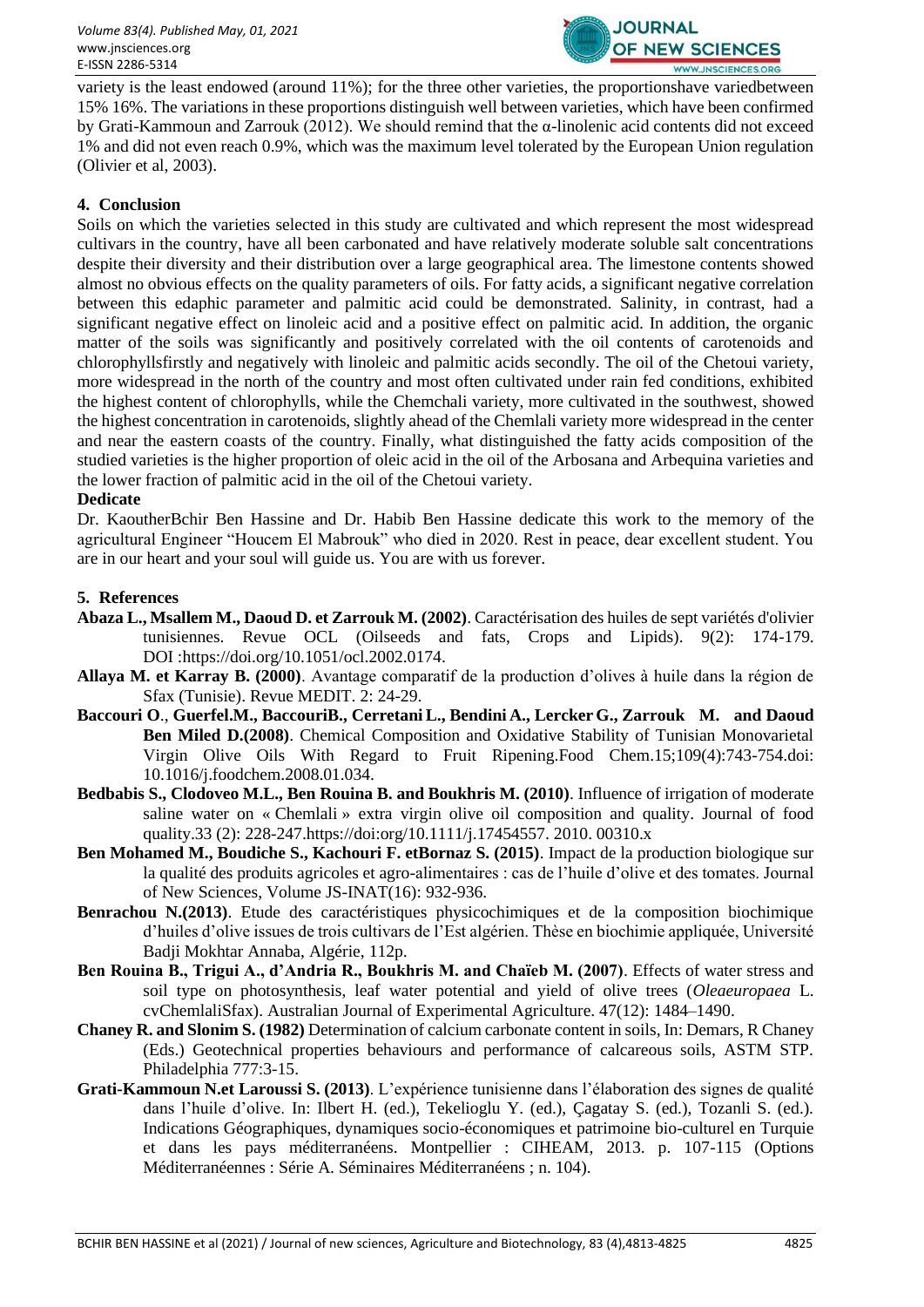variety is the least endowed (around 11%); for the three other varieties, the proportionshave variedbetween 15% 16%. The variations in these proportions distinguish well between varieties, which have been confirmed by Grati-Kammoun and Zarrouk (2012). We should remind that the α-linolenic acid contents did not exceed 1% and did not even reach 0.9%, which was the maximum level tolerated by the European Union regulation (Olivier et al, 2003).

## 4. Conclusion

Soils on which the varieties selected in this study are cultivated and which represent the most widespread cultivars in the country, have all been carbonated and have relatively moderate soluble salt concentrations despite their diversity and their distribution over a large geographical area. The limestone contents showed almost no obvious effects on the quality parameters of oils. For fatty acids, a significant negative correlation between this edaphic parameter and palmitic acid could be demonstrated. Salinity, in contrast, had a significant negative effect on linoleic acid and a positive effect on palmitic acid. In addition, the organic matter of the soils was significantly and positively correlated with the oil contents of carotenoids and chlorophyllsfirstly and negatively with linoleic and palmitic acids secondly. The oil of the Chetoui variety, more widespread in the north of the country and most often cultivated under rain fed conditions, exhibited the highest content of chlorophylls, while the Chemchali variety, more cultivated in the southwest, showed the highest concentration in carotenoids, slightly ahead of the Chemlali variety more widespread in the center and near the eastern coasts of the country. Finally, what distinguished the fatty acids composition of the studied varieties is the higher proportion of oleic acid in the oil of the Arbosana and Arbequina varieties and the lower fraction of palmitic acid in the oil of the Chetoui variety.

**Dedicate**

Dr. KaoutherBchir Ben Hassine and Dr. Habib Ben Hassine dedicate this work to the memory of the agricultural Engineer "Houcem El Mabrouk" who died in 2020. Rest in peace, dear excellent student. You are in our heart and your soul will guide us. You are with us forever.

## 5. References

**Abaza L., Msallem M., Daoud D. et Zarrouk M. (2002)**. Caractérisation des huiles de sept variétés d'olivier tunisiennes. Revue OCL (Oilseeds and fats, Crops and Lipids). 9(2): 174-179. DOI :https://doi.org/10.1051/ocl.2002.0174.

**Allaya M. et Karray B. (2000)**. Avantage comparatif de la production d'olives à huile dans la région de Sfax (Tunisie). Revue MEDIT. 2: 24-29.

**Baccouri O., Guerfel.M., BaccouriB., Cerretani L., Bendini A., Lercker G., Zarrouk M. and Daoud Ben Miled D.(2008)**. Chemical Composition and Oxidative Stability of Tunisian Monovarietal Virgin Olive Oils With Regard to Fruit Ripening.Food Chem.15;109(4):743-754.doi: 10.1016/j.foodchem.2008.01.034.

**Bedbabis S., Clodoveo M.L., Ben Rouina B. and Boukhris M. (2010)**. Influence of irrigation of moderate saline water on « Chemlali » extra virgin olive oil composition and quality. Journal of food quality.33 (2): 228-247.https://doi:org/10.1111/j.17454557. 2010. 00310.x

**Ben Mohamed M., Boudiche S., Kachouri F. etBornaz S. (2015)**. Impact de la production biologique sur la qualité des produits agricoles et agro-alimentaires : cas de l'huile d'olive et des tomates. Journal of New Sciences, Volume JS-INAT(16): 932-936.

**Benrachou N.(2013)**. Etude des caractéristiques physicochimiques et de la composition biochimique d'huiles d'olive issues de trois cultivars de l'Est algérien. Thèse en biochimie appliquée, Université Badji Mokhtar Annaba, Algérie, 112p.

**Ben Rouina B., Trigui A., d'Andria R., Boukhris M. and Chaïeb M. (2007)**. Effects of water stress and soil type on photosynthesis, leaf water potential and yield of olive trees (*Oleaeuropaea* L. cvChemlaliSfax). Australian Journal of Experimental Agriculture. 47(12): 1484–1490.

**Chaney R. and Slonim S. (1982)** Determination of calcium carbonate content in soils, In: Demars, R Chaney (Eds.) Geotechnical properties behaviours and performance of calcareous soils, ASTM STP. Philadelphia 777:3-15.

**Grati-Kammoun N.et Laroussi S. (2013)**. L'expérience tunisienne dans l'élaboration des signes de qualité dans l'huile d'olive. In: Ilbert H. (ed.), Tekelioglu Y. (ed.), Çagatay S. (ed.), Tozanli S. (ed.). Indications Géographiques, dynamiques socio-économiques et patrimoine bio-culturel en Turquie et dans les pays méditerranéens. Montpellier : CIHEAM, 2013. p. 107-115 (Options Méditerranéennes : Série A. Séminaires Méditerranéens ; n. 104).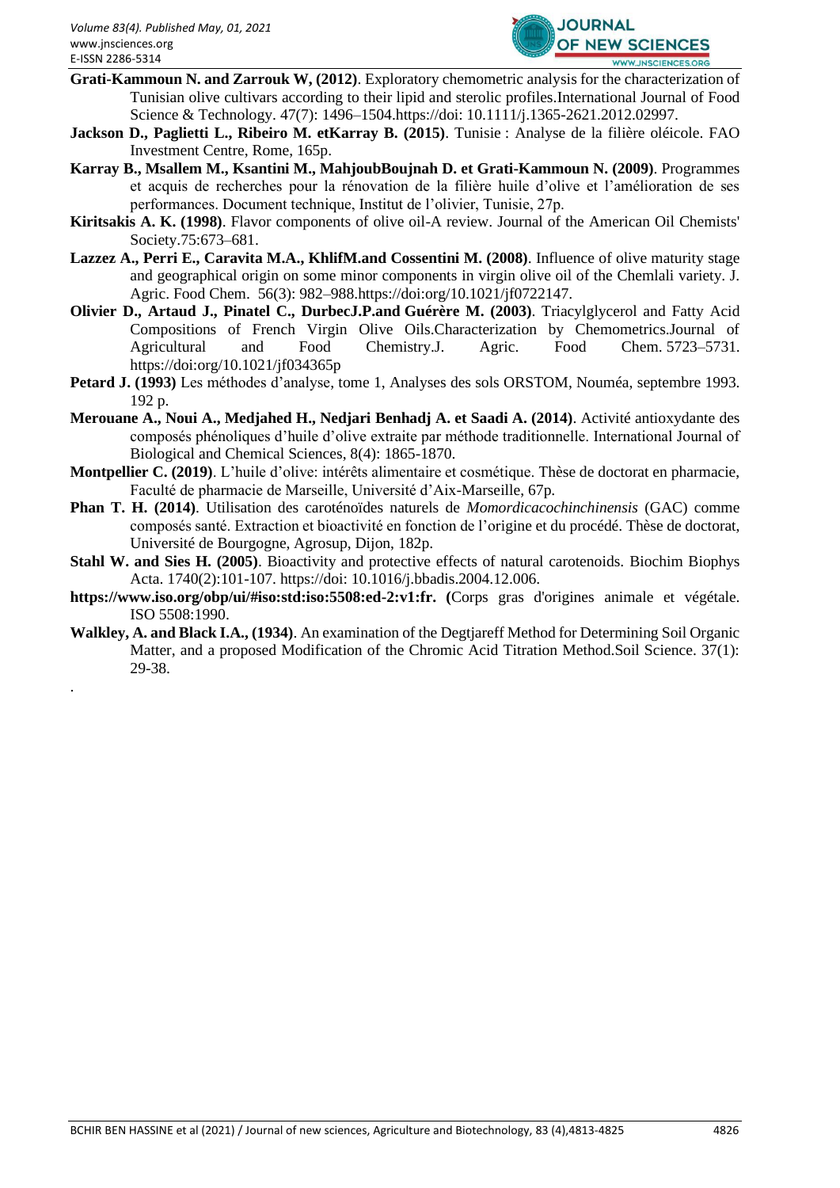**Grati-Kammoun N. and Zarrouk W, (2012)**. Exploratory chemometric analysis for the characterization of Tunisian olive cultivars according to their lipid and sterolic profiles.International Journal of Food Science & Technology. 47(7): 1496–1504.https://doi: 10.1111/j.1365-2621.2012.02997.

**Jackson D., Paglietti L., Ribeiro M. etKarray B. (2015)**. Tunisie : Analyse de la filière oléicole. FAO Investment Centre, Rome, 165p.

**Karray B., Msallem M., Ksantini M., MahjoubBoujnah D. et Grati-Kammoun N. (2009)**. Programmes et acquis de recherches pour la rénovation de la filière huile d'olive et l'amélioration de ses performances. Document technique, Institut de l'olivier, Tunisie, 27p.

**Kiritsakis A. K. (1998)**. Flavor components of olive oil-A review. Journal of the American Oil Chemists' Society.75:673–681.

**Lazzez A., Perri E., Caravita M.A., KhlifM.and Cossentini M. (2008)**. Influence of olive maturity stage and geographical origin on some minor components in virgin olive oil of the Chemlali variety. J. Agric. Food Chem. 56(3): 982–988.https://doi:org/10.1021/jf0722147.

**Olivier D., Artaud J., Pinatel C., DurbecJ.P.and Guérère M. (2003)**. Triacylglycerol and Fatty Acid Compositions of French Virgin Olive Oils.Characterization by Chemometrics.Journal of Agricultural and Food Chemistry.J. Agric. Food Chem. 5723–5731. https://doi:org/10.1021/jf034365p

**Petard J. (1993)** Les méthodes d'analyse, tome 1, Analyses des sols ORSTOM, Nouméa, septembre 1993. 192 p.

**Merouane A., Noui A., Medjahed H., Nedjari Benhadj A. et Saadi A. (2014)**. Activité antioxydante des composés phénoliques d'huile d'olive extraite par méthode traditionnelle. International Journal of Biological and Chemical Sciences, 8(4): 1865-1870.

**Montpellier C. (2019)**. L'huile d'olive: intérêts alimentaire et cosmétique. Thèse de doctorat en pharmacie, Faculté de pharmacie de Marseille, Université d'Aix-Marseille, 67p.

**Phan T. H. (2014)**. Utilisation des caroténoïdes naturels de *Momordicacochinchinensis* (GAC) comme composés santé. Extraction et bioactivité en fonction de l'origine et du procédé. Thèse de doctorat, Université de Bourgogne, Agrosup, Dijon, 182p.

**Stahl W. and Sies H. (2005)**. Bioactivity and protective effects of natural carotenoids. Biochim Biophys Acta. 1740(2):101-107. https://doi: 10.1016/j.bbadis.2004.12.006.

**https://www.iso.org/obp/ui/#iso:std:iso:5508:ed-2:v1:fr. (**Corps gras d'origines animale et végétale. ISO 5508:1990.

**Walkley, A. and Black I.A., (1934)**. An examination of the Degtjareff Method for Determining Soil Organic Matter, and a proposed Modification of the Chromic Acid Titration Method.Soil Science. 37(1): 29-38.